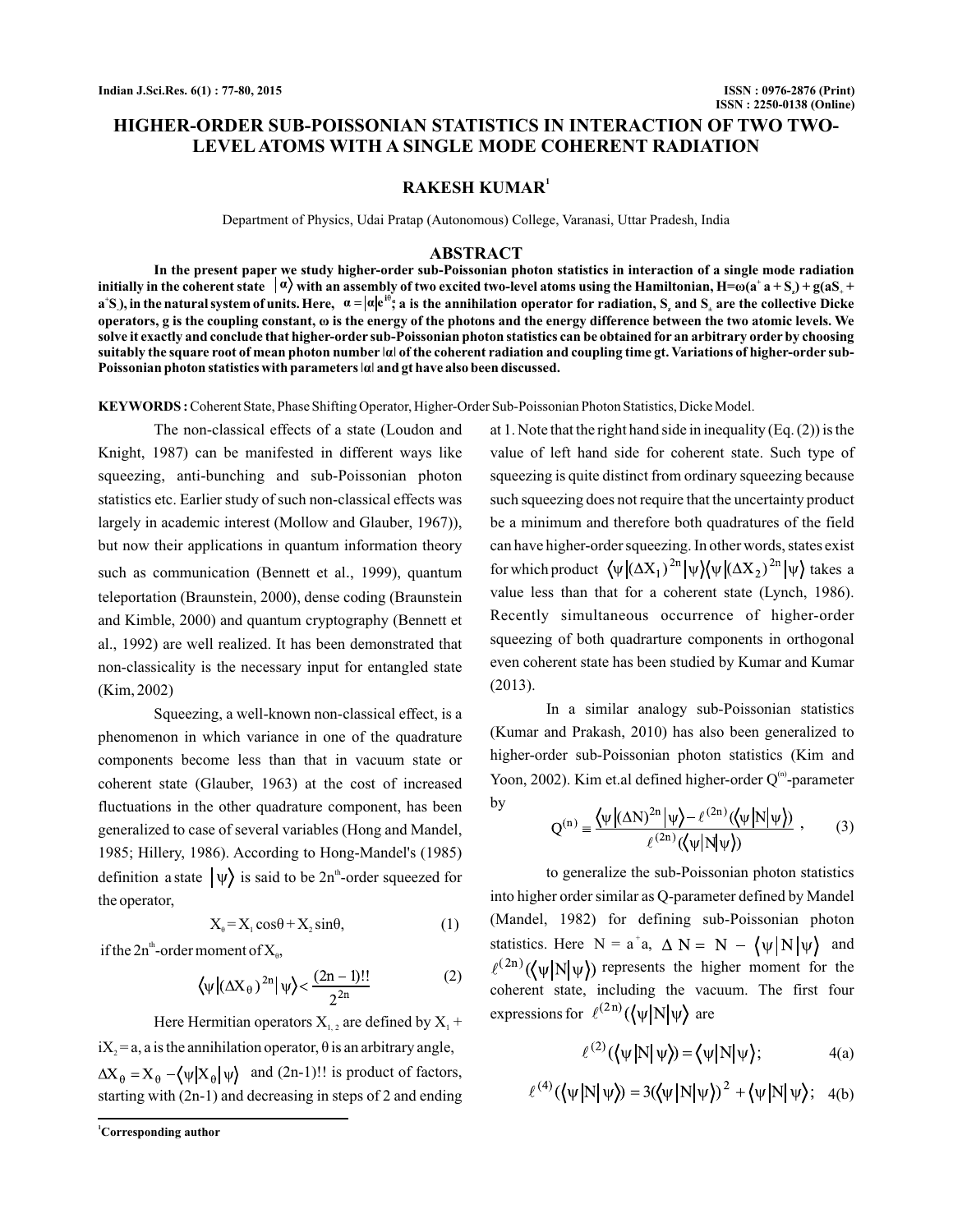# HIGHER-ORDER SUB-POISSONIAN STATISTICS IN INTERACTION OF TWO TWO-LEVEL ATOMS WITH A SINGLE MODE COHERENT RADIATION

## RAKESH KUMAR[1]

Department of Physics, Udai Pratap (Autonomous) College, Varanasi, Uttar Pradesh, India

## ABSTRACT

**In the present paper we study higher-order sub-Poissonian photon statistics in interaction of a single mode radiation initially in the coherent state $|\alpha\rangle$ with an assembly of two excited two-level atoms using the Hamiltonian, $H=\omega(a^+a+S_z)+g(aS_++a^+S_-)$, in the natural system of units. Here, $\alpha=|\alpha|e^{i\theta}$; a is the annihilation operator for radiation, $S_z$ and $S_\pm$ are the collective Dicke operators, g is the coupling constant, ω is the energy of the photons and the energy difference between the two atomic levels. We solve it exactly and conclude that higher-order sub-Poissonian photon statistics can be obtained for an arbitrary order by choosing suitably the square root of mean photon number |α| of the coherent radiation and coupling time gt. Variations of higher-order sub-Poissonian photon statistics with parameters |α| and gt have also been discussed.**

**KEYWORDS :** Coherent State, Phase Shifting Operator, Higher-Order Sub-Poissonian Photon Statistics, Dicke Model.

The non-classical effects of a state (Loudon and Knight, 1987) can be manifested in different ways like squeezing, anti-bunching and sub-Poissonian photon statistics etc. Earlier study of such non-classical effects was largely in academic interest (Mollow and Glauber, 1967)), but now their applications in quantum information theory such as communication (Bennett et al., 1999), quantum teleportation (Braunstein, 2000), dense coding (Braunstein and Kimble, 2000) and quantum cryptography (Bennett et al., 1992) are well realized. It has been demonstrated that non-classicality is the necessary input for entangled state (Kim, 2002)

Squeezing, a well-known non-classical effect, is a phenomenon in which variance in one of the quadrature components become less than that in vacuum state or coherent state (Glauber, 1963) at the cost of increased fluctuations in the other quadrature component, has been generalized to case of several variables (Hong and Mandel, 1985; Hillery, 1986). According to Hong-Mandel's (1985) definition a state $|\psi\rangle$ is said to be $2n^{th}$-order squeezed for the operator,

$$X_\theta = X_1\cos\theta + X_2\sin\theta, \tag{1}$$

if the $2n^{th}$-order moment of $X_\theta$,

$$\langle\psi|(\Delta X_\theta)^{2n}|\psi\rangle < \frac{(2n-1)!!}{2^{2n}} \tag{2}$$

Here Hermitian operators $X_{1,2}$ are defined by $X_1 + iX_2 = a$, a is the annihilation operator, θ is an arbitrary angle, $\Delta X_\theta = X_\theta - \langle\psi|X_\theta|\psi\rangle$ and (2n-1)!! is product of factors, starting with (2n-1) and decreasing in steps of 2 and ending at 1. Note that the right hand side in inequality (Eq. (2)) is the value of left hand side for coherent state. Such type of squeezing is quite distinct from ordinary squeezing because such squeezing does not require that the uncertainty product be a minimum and therefore both quadratures of the field can have higher-order squeezing. In other words, states exist for which product $\langle\psi|(\Delta X_1)^{2n}|\psi\rangle\langle\psi|(\Delta X_2)^{2n}|\psi\rangle$ takes a value less than that for a coherent state (Lynch, 1986). Recently simultaneous occurrence of higher-order squeezing of both quadrarture components in orthogonal even coherent state has been studied by Kumar and Kumar (2013).

In a similar analogy sub-Poissonian statistics (Kumar and Prakash, 2010) has also been generalized to higher-order sub-Poissonian photon statistics (Kim and Yoon, 2002). Kim et.al defined higher-order $Q^{(n)}$-parameter by

$$Q^{(n)} \equiv \frac{\langle\psi|(\Delta N)^{2n}|\psi\rangle - \ell^{(2n)}(\langle\psi|N|\psi\rangle)}{\ell^{(2n)}(\langle\psi|N|\psi\rangle)}, \tag{3}$$

to generalize the sub-Poissonian photon statistics into higher order similar as Q-parameter defined by Mandel (Mandel, 1982) for defining sub-Poissonian photon statistics. Here $N = a^+a$, $\Delta N = N - \langle\psi|N|\psi\rangle$ and $\ell^{(2n)}(\langle\psi|N|\psi\rangle)$ represents the higher moment for the coherent state, including the vacuum. The first four expressions for $\ell^{(2n)}(\langle\psi|N|\psi\rangle$ are

$$\ell^{(2)}(\langle\psi|N|\psi\rangle) = \langle\psi|N|\psi\rangle; \tag{4(a)}$$

$$\ell^{(4)}(\langle\psi|N|\psi\rangle) = 3(\langle\psi|N|\psi\rangle)^2 + \langle\psi|N|\psi\rangle; \tag{4(b)}$$

[1]Corresponding author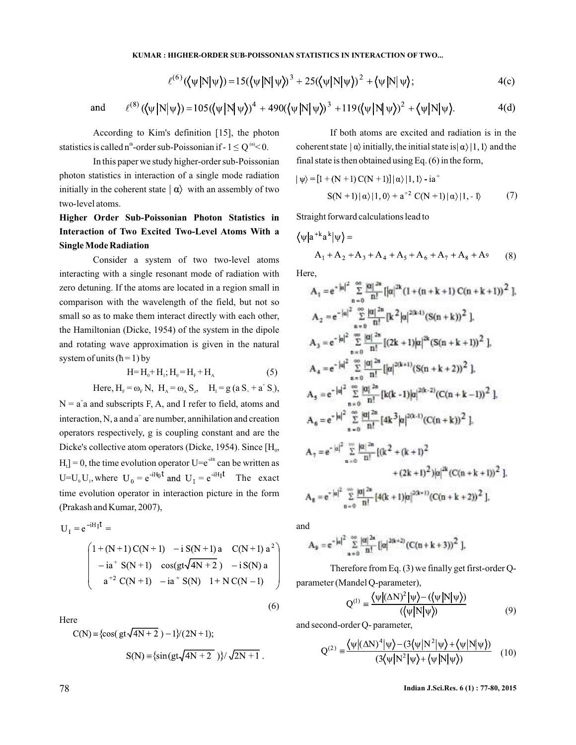$$\ell^{(6)}(\langle\psi|N|\psi\rangle) = 15(\langle\psi|N|\psi\rangle)^3 + 25(\langle\psi|N|\psi\rangle)^2 + \langle\psi|N|\psi\rangle; \qquad 4(c)$$

and $$\ell^{(8)}(\langle\psi|N|\psi\rangle) = 105(\langle\psi|N|\psi\rangle)^4 + 490(\langle\psi|N|\psi\rangle)^3 + 119(\langle\psi|N|\psi\rangle)^2 + \langle\psi|N|\psi\rangle. \qquad 4(d)$$

According to Kim's definition [15], the photon statistics is called $n^{th}$-order sub-Poissonian if $-1 \leq Q^{(n)} < 0$.

In this paper we study higher-order sub-Poissonian photon statistics in interaction of a single mode radiation initially in the coherent state $|\alpha\rangle$ with an assembly of two two-level atoms.

## Higher Order Sub-Poissonian Photon Statistics in Interaction of Two Excited Two-Level Atoms With a Single Mode Radiation

Consider a system of two two-level atoms interacting with a single resonant mode of radiation with zero detuning. If the atoms are located in a region small in comparison with the wavelength of the field, but not so small so as to make them interact directly with each other, the Hamiltonian (Dicke, 1954) of the system in the dipole and rotating wave approximation is given in the natural system of units ($\hbar = 1$) by

$$H = H_0 + H_I;\; H_0 = H_F + H_A \qquad (5)$$

Here, $H_F = \omega_F N$, $H_A = \omega_A S_z$, $H_I = g(a S_+ + a^+ S_-)$, $N = a^+a$ and subscripts F, A, and I refer to field, atoms and interaction, N, a and $a^+$ are number, annihilation and creation operators respectively, g is coupling constant and are the Dicke's collective atom operators (Dicke, 1954). Since $[H_0, H_I] = 0$, the time evolution operator $U = e^{-iHt}$ can be written as $U = U_0 U_I$, where $U_0 = e^{-iH_0 t}$ and $U_I = e^{-iH_I t}$ The exact time evolution operator in interaction picture in the form (Prakash and Kumar, 2007),

$$U_I = e^{-iH_I t} = \begin{pmatrix} 1 + (N+1)\,C(N+1) & -i\,S(N+1)\,a & C(N+1)\,a^2 \\ -ia^+\,S(N+1) & \cos(gt\sqrt{4N+2}\,) & -i\,S(N)\,a \\ a^{+2}\,C(N+1) & -ia^+\,S(N) & 1 + N\,C(N-1) \end{pmatrix} \qquad (6)$$

Here

$$C(N) \equiv \{\cos(gt\sqrt{4N+2}\,) - 1\}/(2N+1);$$

$$S(N) \equiv \{\sin(gt\sqrt{4N+2}\,)\}/\sqrt{2N+1}\,.$$

If both atoms are excited and radiation is in the coherent state $|\alpha\rangle$ initially, the initial state is $|\alpha\rangle|1,1\rangle$ and the final state is then obtained using Eq. (6) in the form,

$$|\psi\rangle = [1 + (N+1)\,C(N+1)]\,|\alpha\rangle|1,1\rangle - ia^+\,S(N+1)|\alpha\rangle|1,0\rangle + a^{+2}\,C(N+1)\,|\alpha\rangle|1,-1\rangle \qquad (7)$$

Straight forward calculations lead to

$$\langle\psi|a^{+k}a^k|\psi\rangle = A_1 + A_2 + A_3 + A_4 + A_5 + A_6 + A_7 + A_8 + A_9 \qquad (8)$$

Here,

$$A_1 = e^{-|\alpha|^2}\sum_{n=0}^{\infty}\frac{|\alpha|^{2n}}{n!}[|\alpha|^{2k}(1+(n+k+1)\,C(n+k+1))^2],$$

$$A_2 = e^{-|\alpha|^2}\sum_{n=0}^{\infty}\frac{|\alpha|^{2n}}{n!}[k^2|\alpha|^{2(k-1)}(S(n+k))^2],$$

$$A_3 = e^{-|\alpha|^2}\sum_{n=0}^{\infty}\frac{|\alpha|^{2n}}{n!}[(2k+1)|\alpha|^{2k}(S(n+k+1))^2],$$

$$A_4 = e^{-|\alpha|^2}\sum_{n=0}^{\infty}\frac{|\alpha|^{2n}}{n!}[|\alpha|^{2(k+1)}(S(n+k+2))^2],$$

$$A_5 = e^{-|\alpha|^2}\sum_{n=0}^{\infty}\frac{|\alpha|^{2n}}{n!}[k(k-1)|\alpha|^{2(k-2)}(C(n+k-1))^2],$$

$$A_6 = e^{-|\alpha|^2}\sum_{n=0}^{\infty}\frac{|\alpha|^{2n}}{n!}[4k^3|\alpha|^{2(k-1)}(C(n+k))^2],$$

$$A_7 = e^{-|\alpha|^2}\sum_{n=0}^{\infty}\frac{|\alpha|^{2n}}{n!}[(k^2+(k+1)^2+(2k+1)^2)|\alpha|^{2k}(C(n+k+1))^2],$$

$$A_8 = e^{-|\alpha|^2}\sum_{n=0}^{\infty}\frac{|\alpha|^{2n}}{n!}[4(k+1)|\alpha|^{2(k+1)}(C(n+k+2))^2],$$

and

$$A_9 = e^{-|\alpha|^2}\sum_{n=0}^{\infty}\frac{|\alpha|^{2n}}{n!}[|\alpha|^{2(k+2)}(C(n+k+3))^2],$$

Therefore from Eq. (3) we finally get first-order Q-parameter (Mandel Q-parameter),

$$Q^{(1)} \equiv \frac{\langle\psi|(\Delta N)^2|\psi\rangle - (\langle\psi|N|\psi\rangle)}{(\langle\psi|N|\psi\rangle)} \qquad (9)$$

and second-order Q- parameter,

$$Q^{(2)} \equiv \frac{\langle\psi|(\Delta N)^4|\psi\rangle - (3\langle\psi|N^2|\psi\rangle + \langle\psi|N|\psi\rangle)}{(3\langle\psi|N^2|\psi\rangle + \langle\psi|N|\psi\rangle)} \qquad (10)$$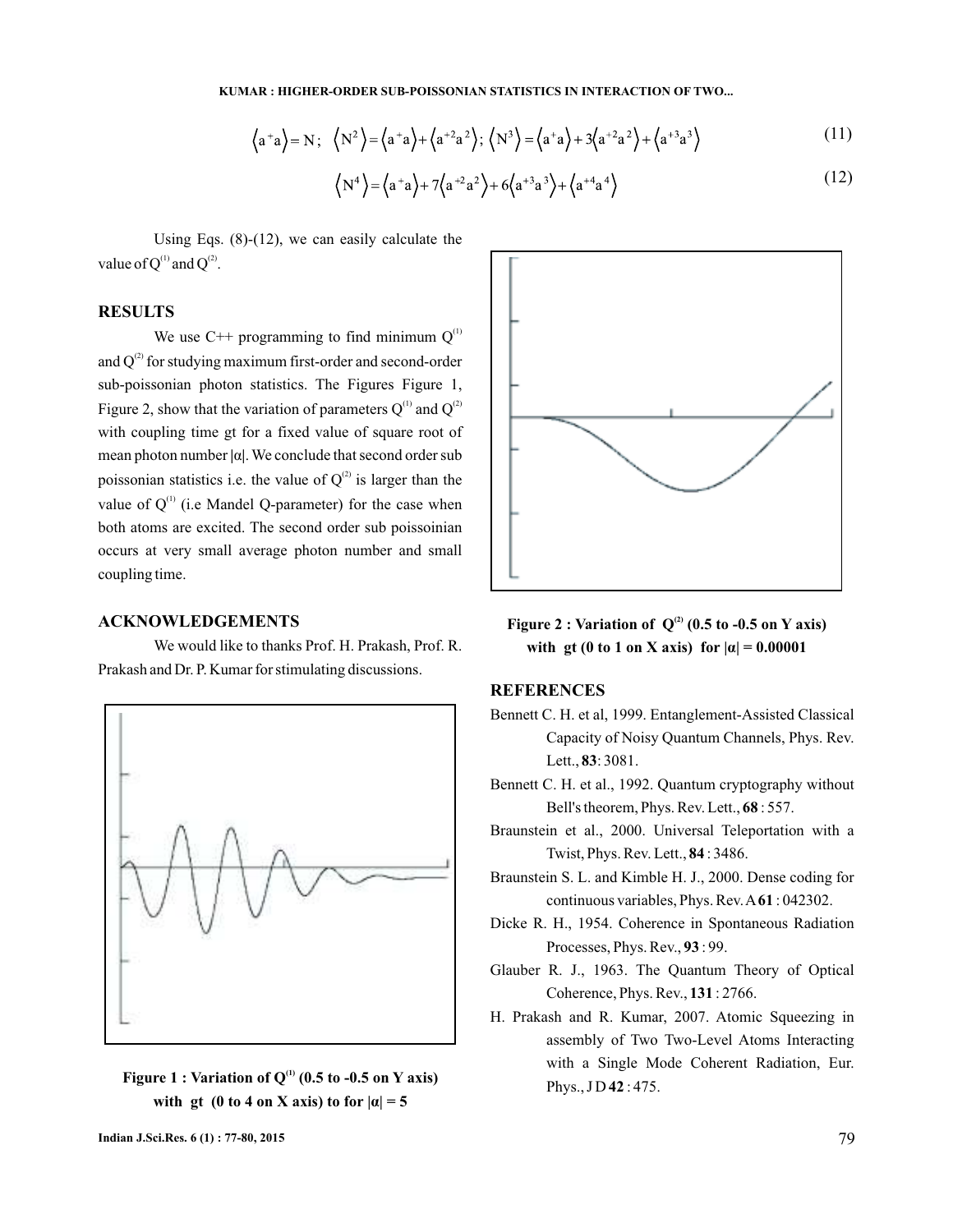$$\langle a^+a \rangle = N; \quad \langle N^2 \rangle = \langle a^+a \rangle + \langle a^{+2}a^2 \rangle; \quad \langle N^3 \rangle = \langle a^+a \rangle + 3\langle a^{+2}a^2 \rangle + \langle a^{+3}a^3 \rangle \tag{11}$$

$$\langle N^4 \rangle = \langle a^+a \rangle + 7\langle a^{+2}a^2 \rangle + 6\langle a^{+3}a^3 \rangle + \langle a^{+4}a^4 \rangle \tag{12}$$

Using Eqs. (8)-(12), we can easily calculate the value of $Q^{(1)}$ and $Q^{(2)}$.

## RESULTS

We use C++ programming to find minimum $Q^{(1)}$ and $Q^{(2)}$ for studying maximum first-order and second-order sub-poissonian photon statistics. The Figures Figure 1, Figure 2, show that the variation of parameters $Q^{(1)}$ and $Q^{(2)}$ with coupling time gt for a fixed value of square root of mean photon number $|\alpha|$. We conclude that second order sub poissonian statistics i.e. the value of $Q^{(2)}$ is larger than the value of $Q^{(1)}$ (i.e Mandel Q-parameter) for the case when both atoms are excited. The second order sub poissoinian occurs at very small average photon number and small coupling time.

## ACKNOWLEDGEMENTS

We would like to thanks Prof. H. Prakash, Prof. R. Prakash and Dr. P. Kumar for stimulating discussions.

**Figure 1 : Variation of $Q^{(1)}$ (0.5 to -0.5 on Y axis) with gt (0 to 4 on X axis) to for $|\alpha| = 5$**

**Figure 2 : Variation of $Q^{(2)}$ (0.5 to -0.5 on Y axis) with gt (0 to 1 on X axis) for $|\alpha| = 0.00001$**

## REFERENCES

Bennett C. H. et al, 1999. Entanglement-Assisted Classical Capacity of Noisy Quantum Channels, Phys. Rev. Lett., **83**: 3081.

Bennett C. H. et al., 1992. Quantum cryptography without Bell's theorem, Phys. Rev. Lett., **68** : 557.

Braunstein et al., 2000. Universal Teleportation with a Twist, Phys. Rev. Lett., **84** : 3486.

Braunstein S. L. and Kimble H. J., 2000. Dense coding for continuous variables, Phys. Rev. A **61** : 042302.

Dicke R. H., 1954. Coherence in Spontaneous Radiation Processes, Phys. Rev., **93** : 99.

Glauber R. J., 1963. The Quantum Theory of Optical Coherence, Phys. Rev., **131** : 2766.

H. Prakash and R. Kumar, 2007. Atomic Squeezing in assembly of Two Two-Level Atoms Interacting with a Single Mode Coherent Radiation, Eur. Phys., J D **42** : 475.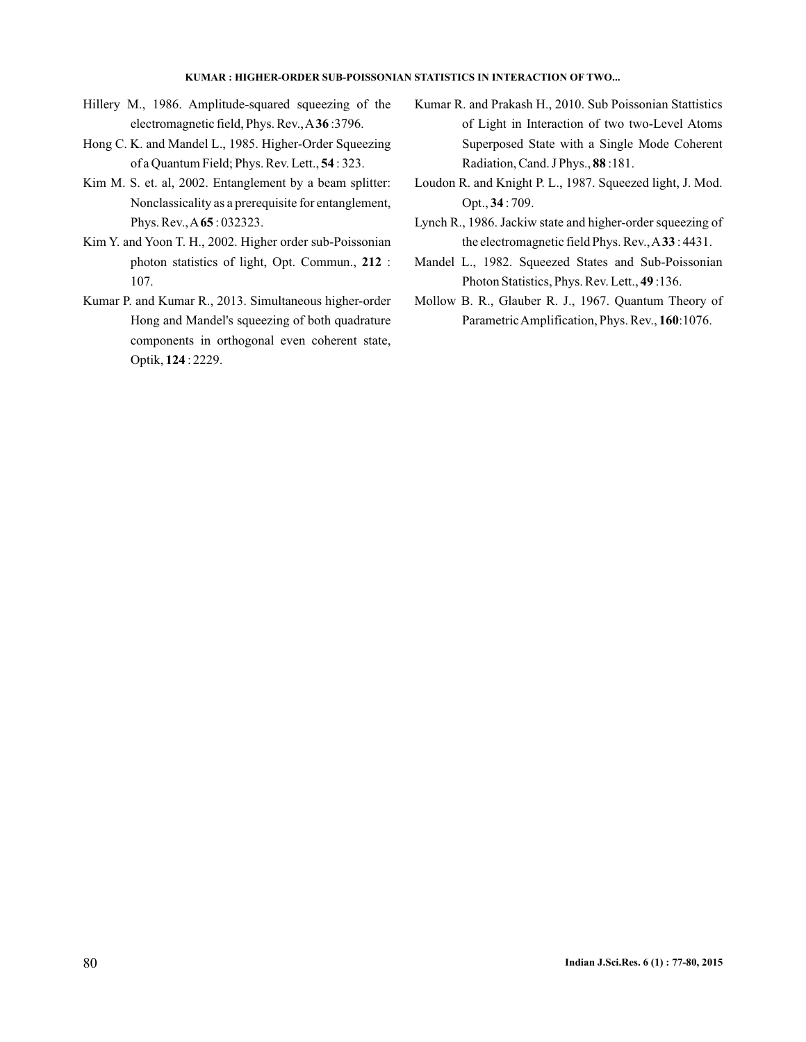Hillery M., 1986. Amplitude-squared squeezing of the electromagnetic field, Phys. Rev., A **36** :3796.

Hong C. K. and Mandel L., 1985. Higher-Order Squeezing of a Quantum Field; Phys. Rev. Lett., **54** : 323.

Kim M. S. et. al, 2002. Entanglement by a beam splitter: Nonclassicality as a prerequisite for entanglement, Phys. Rev., A **65** : 032323.

Kim Y. and Yoon T. H., 2002. Higher order sub-Poissonian photon statistics of light, Opt. Commun., **212** : 107.

Kumar P. and Kumar R., 2013. Simultaneous higher-order Hong and Mandel's squeezing of both quadrature components in orthogonal even coherent state, Optik, **124** : 2229.

Kumar R. and Prakash H., 2010. Sub Poissonian Stattistics of Light in Interaction of two two-Level Atoms Superposed State with a Single Mode Coherent Radiation, Cand. J Phys., **88** :181.

Loudon R. and Knight P. L., 1987. Squeezed light, J. Mod. Opt., **34** : 709.

Lynch R., 1986. Jackiw state and higher-order squeezing of the electromagnetic field Phys. Rev., A **33** : 4431.

Mandel L., 1982. Squeezed States and Sub-Poissonian Photon Statistics, Phys. Rev. Lett., **49** :136.

Mollow B. R., Glauber R. J., 1967. Quantum Theory of Parametric Amplification, Phys. Rev., **160**:1076.